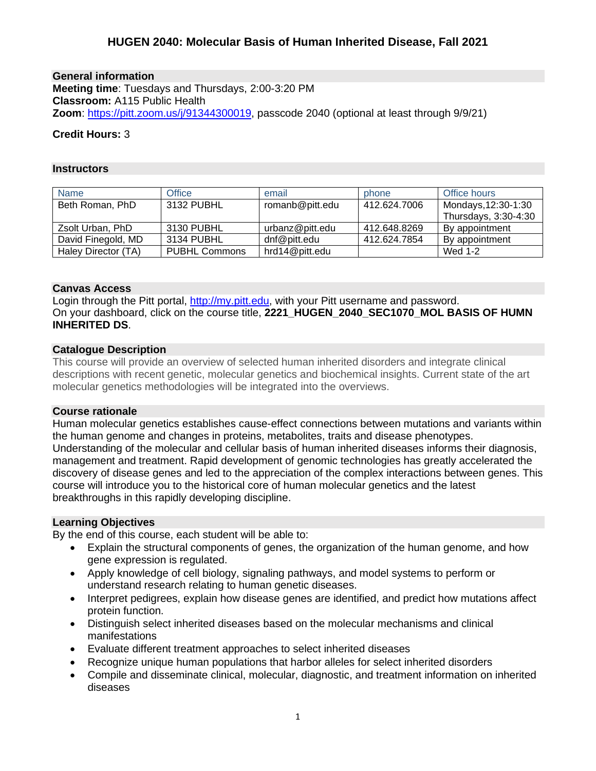# HUGEN 2040: Molecular Basis of Human Inherited Disease, Fall 2021

## General information

**Meeting time**: Tuesdays and Thursdays, 2:00-3:20 PM
**Classroom:** A115 Public Health
**Zoom**: https://pitt.zoom.us/j/91344300019, passcode 2040 (optional at least through 9/9/21)

**Credit Hours:** 3

## Instructors

| Name | Office | email | phone | Office hours |
|---|---|---|---|---|
| Beth Roman, PhD | 3132 PUBHL | romanb@pitt.edu | 412.624.7006 | Mondays,12:30-1:30 Thursdays, 3:30-4:30 |
| Zsolt Urban, PhD | 3130 PUBHL | urbanz@pitt.edu | 412.648.8269 | By appointment |
| David Finegold, MD | 3134 PUBHL | dnf@pitt.edu | 412.624.7854 | By appointment |
| Haley Director (TA) | PUBHL Commons | hrd14@pitt.edu | | Wed 1-2 |

## Canvas Access

Login through the Pitt portal, http://my.pitt.edu, with your Pitt username and password.
On your dashboard, click on the course title, **2221_HUGEN_2040_SEC1070_MOL BASIS OF HUMN INHERITED DS**.

## Catalogue Description

This course will provide an overview of selected human inherited disorders and integrate clinical descriptions with recent genetic, molecular genetics and biochemical insights. Current state of the art molecular genetics methodologies will be integrated into the overviews.

## Course rationale

Human molecular genetics establishes cause-effect connections between mutations and variants within the human genome and changes in proteins, metabolites, traits and disease phenotypes. Understanding of the molecular and cellular basis of human inherited diseases informs their diagnosis, management and treatment. Rapid development of genomic technologies has greatly accelerated the discovery of disease genes and led to the appreciation of the complex interactions between genes. This course will introduce you to the historical core of human molecular genetics and the latest breakthroughs in this rapidly developing discipline.

## Learning Objectives

By the end of this course, each student will be able to:

- Explain the structural components of genes, the organization of the human genome, and how gene expression is regulated.
- Apply knowledge of cell biology, signaling pathways, and model systems to perform or understand research relating to human genetic diseases.
- Interpret pedigrees, explain how disease genes are identified, and predict how mutations affect protein function.
- Distinguish select inherited diseases based on the molecular mechanisms and clinical manifestations
- Evaluate different treatment approaches to select inherited diseases
- Recognize unique human populations that harbor alleles for select inherited disorders
- Compile and disseminate clinical, molecular, diagnostic, and treatment information on inherited diseases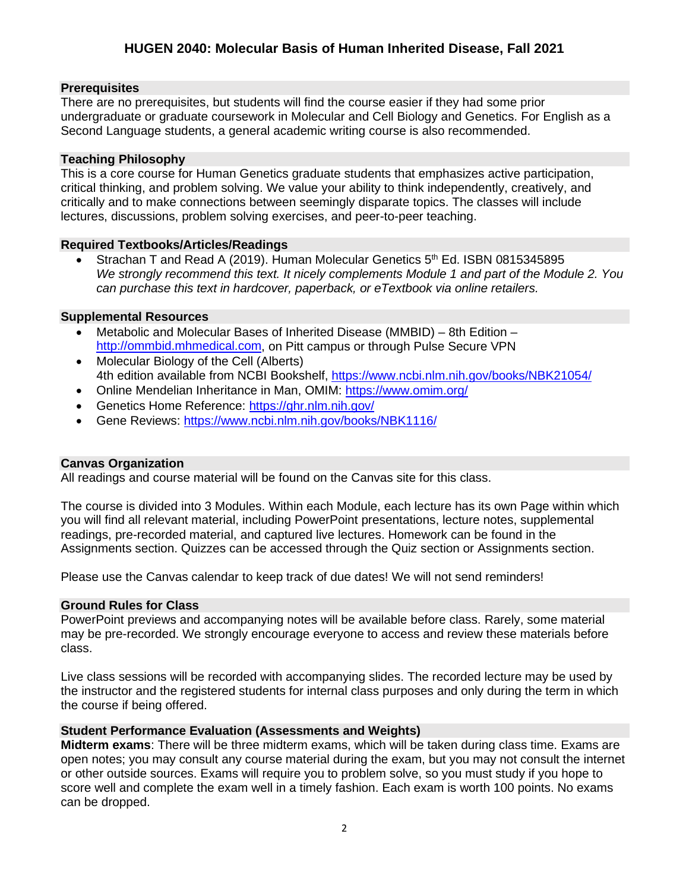# HUGEN 2040: Molecular Basis of Human Inherited Disease, Fall 2021

## Prerequisites

There are no prerequisites, but students will find the course easier if they had some prior undergraduate or graduate coursework in Molecular and Cell Biology and Genetics. For English as a Second Language students, a general academic writing course is also recommended.

## Teaching Philosophy

This is a core course for Human Genetics graduate students that emphasizes active participation, critical thinking, and problem solving. We value your ability to think independently, creatively, and critically and to make connections between seemingly disparate topics. The classes will include lectures, discussions, problem solving exercises, and peer-to-peer teaching.

## Required Textbooks/Articles/Readings

- Strachan T and Read A (2019). Human Molecular Genetics 5th Ed. ISBN 0815345895
  *We strongly recommend this text. It nicely complements Module 1 and part of the Module 2. You can purchase this text in hardcover, paperback, or eTextbook via online retailers.*

## Supplemental Resources

- Metabolic and Molecular Bases of Inherited Disease (MMBID) – 8th Edition – http://ommbid.mhmedical.com, on Pitt campus or through Pulse Secure VPN
- Molecular Biology of the Cell (Alberts)
  4th edition available from NCBI Bookshelf, https://www.ncbi.nlm.nih.gov/books/NBK21054/
- Online Mendelian Inheritance in Man, OMIM: https://www.omim.org/
- Genetics Home Reference: https://ghr.nlm.nih.gov/
- Gene Reviews: https://www.ncbi.nlm.nih.gov/books/NBK1116/

## Canvas Organization

All readings and course material will be found on the Canvas site for this class.

The course is divided into 3 Modules. Within each Module, each lecture has its own Page within which you will find all relevant material, including PowerPoint presentations, lecture notes, supplemental readings, pre-recorded material, and captured live lectures. Homework can be found in the Assignments section. Quizzes can be accessed through the Quiz section or Assignments section.

Please use the Canvas calendar to keep track of due dates! We will not send reminders!

## Ground Rules for Class

PowerPoint previews and accompanying notes will be available before class. Rarely, some material may be pre-recorded. We strongly encourage everyone to access and review these materials before class.

Live class sessions will be recorded with accompanying slides. The recorded lecture may be used by the instructor and the registered students for internal class purposes and only during the term in which the course if being offered.

## Student Performance Evaluation (Assessments and Weights)

**Midterm exams**: There will be three midterm exams, which will be taken during class time. Exams are open notes; you may consult any course material during the exam, but you may not consult the internet or other outside sources. Exams will require you to problem solve, so you must study if you hope to score well and complete the exam well in a timely fashion. Each exam is worth 100 points. No exams can be dropped.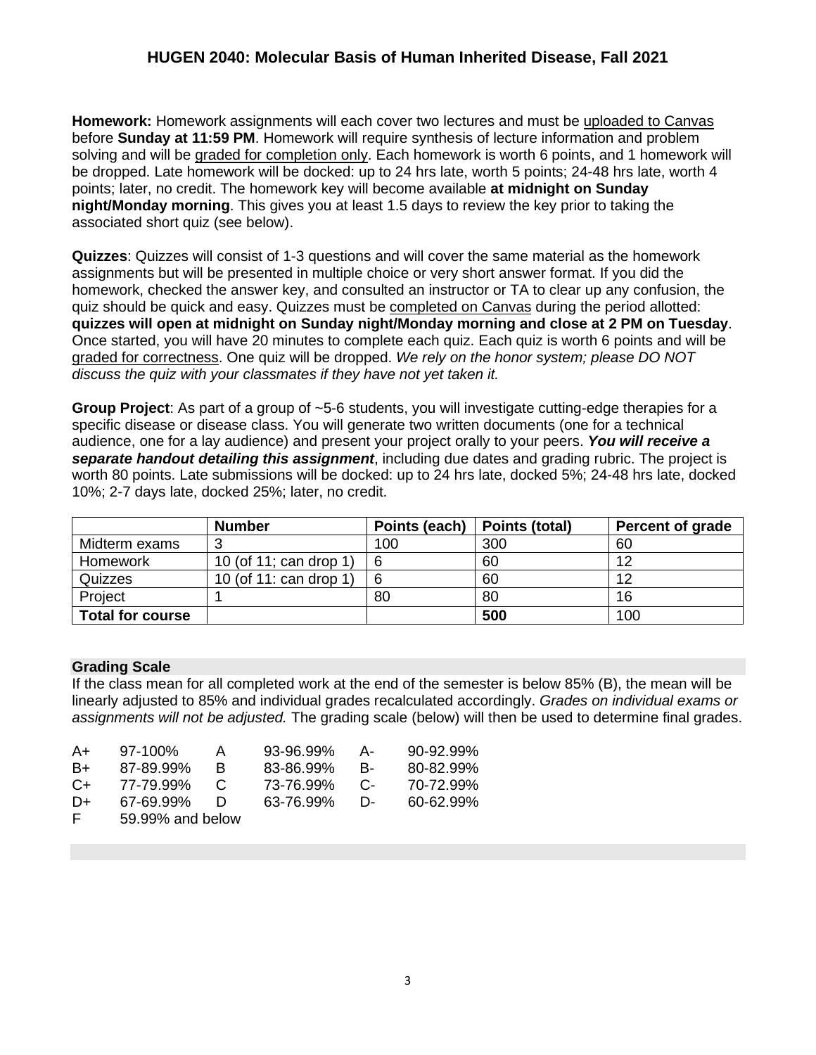**Homework:** Homework assignments will each cover two lectures and must be uploaded to Canvas before **Sunday at 11:59 PM**. Homework will require synthesis of lecture information and problem solving and will be graded for completion only. Each homework is worth 6 points, and 1 homework will be dropped. Late homework will be docked: up to 24 hrs late, worth 5 points; 24-48 hrs late, worth 4 points; later, no credit. The homework key will become available **at midnight on Sunday night/Monday morning**. This gives you at least 1.5 days to review the key prior to taking the associated short quiz (see below).

**Quizzes**: Quizzes will consist of 1-3 questions and will cover the same material as the homework assignments but will be presented in multiple choice or very short answer format. If you did the homework, checked the answer key, and consulted an instructor or TA to clear up any confusion, the quiz should be quick and easy. Quizzes must be completed on Canvas during the period allotted: **quizzes will open at midnight on Sunday night/Monday morning and close at 2 PM on Tuesday**. Once started, you will have 20 minutes to complete each quiz. Each quiz is worth 6 points and will be graded for correctness. One quiz will be dropped. *We rely on the honor system; please DO NOT discuss the quiz with your classmates if they have not yet taken it.*

**Group Project**: As part of a group of ~5-6 students, you will investigate cutting-edge therapies for a specific disease or disease class. You will generate two written documents (one for a technical audience, one for a lay audience) and present your project orally to your peers. ***You will receive a separate handout detailing this assignment***, including due dates and grading rubric. The project is worth 80 points. Late submissions will be docked: up to 24 hrs late, docked 5%; 24-48 hrs late, docked 10%; 2-7 days late, docked 25%; later, no credit.

| | **Number** | **Points (each)** | **Points (total)** | **Percent of grade** |
|---|---|---|---|---|
| Midterm exams | 3 | 100 | 300 | 60 |
| Homework | 10 (of 11; can drop 1) | 6 | 60 | 12 |
| Quizzes | 10 (of 11: can drop 1) | 6 | 60 | 12 |
| Project | 1 | 80 | 80 | 16 |
| **Total for course** | | | **500** | 100 |

**Grading Scale**

If the class mean for all completed work at the end of the semester is below 85% (B), the mean will be linearly adjusted to 85% and individual grades recalculated accordingly. *Grades on individual exams or assignments will not be adjusted.* The grading scale (below) will then be used to determine final grades.

| | | | | | |
|---|---|---|---|---|---|
| A+ | 97-100% | A | 93-96.99% | A- | 90-92.99% |
| B+ | 87-89.99% | B | 83-86.99% | B- | 80-82.99% |
| C+ | 77-79.99% | C | 73-76.99% | C- | 70-72.99% |
| D+ | 67-69.99% | D | 63-76.99% | D- | 60-62.99% |
| F | 59.99% and below | | | | |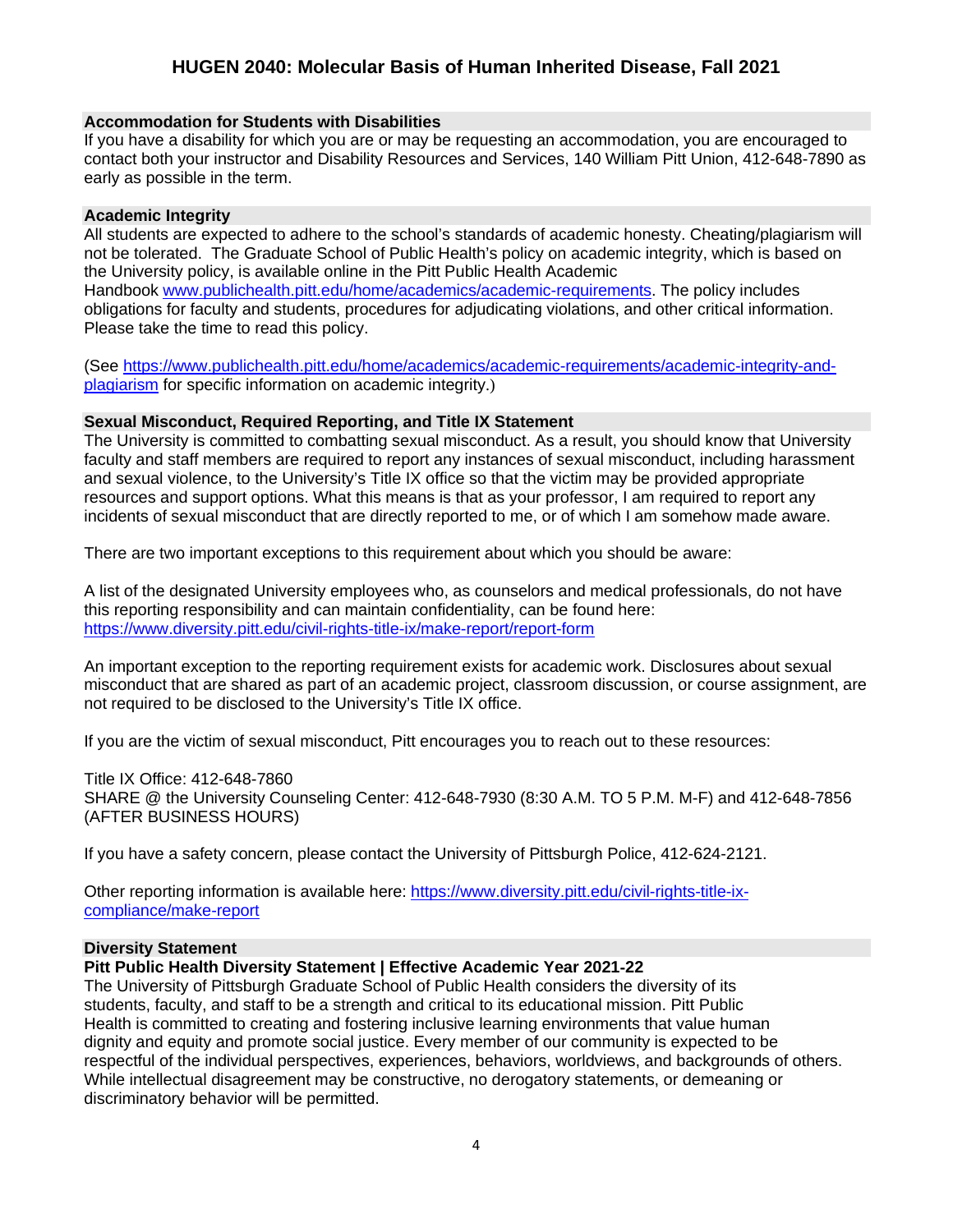### Accommodation for Students with Disabilities

If you have a disability for which you are or may be requesting an accommodation, you are encouraged to contact both your instructor and Disability Resources and Services, 140 William Pitt Union, 412-648-7890 as early as possible in the term.

### Academic Integrity

All students are expected to adhere to the school's standards of academic honesty. Cheating/plagiarism will not be tolerated. The Graduate School of Public Health's policy on academic integrity, which is based on the University policy, is available online in the Pitt Public Health Academic Handbook [www.publichealth.pitt.edu/home/academics/academic-requirements](www.publichealth.pitt.edu/home/academics/academic-requirements). The policy includes obligations for faculty and students, procedures for adjudicating violations, and other critical information. Please take the time to read this policy.

(See [https://www.publichealth.pitt.edu/home/academics/academic-requirements/academic-integrity-and-plagiarism](https://www.publichealth.pitt.edu/home/academics/academic-requirements/academic-integrity-and-plagiarism) for specific information on academic integrity.)

### Sexual Misconduct, Required Reporting, and Title IX Statement

The University is committed to combatting sexual misconduct. As a result, you should know that University faculty and staff members are required to report any instances of sexual misconduct, including harassment and sexual violence, to the University's Title IX office so that the victim may be provided appropriate resources and support options. What this means is that as your professor, I am required to report any incidents of sexual misconduct that are directly reported to me, or of which I am somehow made aware.

There are two important exceptions to this requirement about which you should be aware:

A list of the designated University employees who, as counselors and medical professionals, do not have this reporting responsibility and can maintain confidentiality, can be found here: [https://www.diversity.pitt.edu/civil-rights-title-ix/make-report/report-form](https://www.diversity.pitt.edu/civil-rights-title-ix/make-report/report-form)

An important exception to the reporting requirement exists for academic work. Disclosures about sexual misconduct that are shared as part of an academic project, classroom discussion, or course assignment, are not required to be disclosed to the University's Title IX office.

If you are the victim of sexual misconduct, Pitt encourages you to reach out to these resources:

Title IX Office: 412-648-7860
SHARE @ the University Counseling Center: 412-648-7930 (8:30 A.M. TO 5 P.M. M-F) and 412-648-7856 (AFTER BUSINESS HOURS)

If you have a safety concern, please contact the University of Pittsburgh Police, 412-624-2121.

Other reporting information is available here: [https://www.diversity.pitt.edu/civil-rights-title-ix-compliance/make-report](https://www.diversity.pitt.edu/civil-rights-title-ix-compliance/make-report)

### Diversity Statement

**Pitt Public Health Diversity Statement | Effective Academic Year 2021-22**

The University of Pittsburgh Graduate School of Public Health considers the diversity of its students, faculty, and staff to be a strength and critical to its educational mission. Pitt Public Health is committed to creating and fostering inclusive learning environments that value human dignity and equity and promote social justice. Every member of our community is expected to be respectful of the individual perspectives, experiences, behaviors, worldviews, and backgrounds of others. While intellectual disagreement may be constructive, no derogatory statements, or demeaning or discriminatory behavior will be permitted.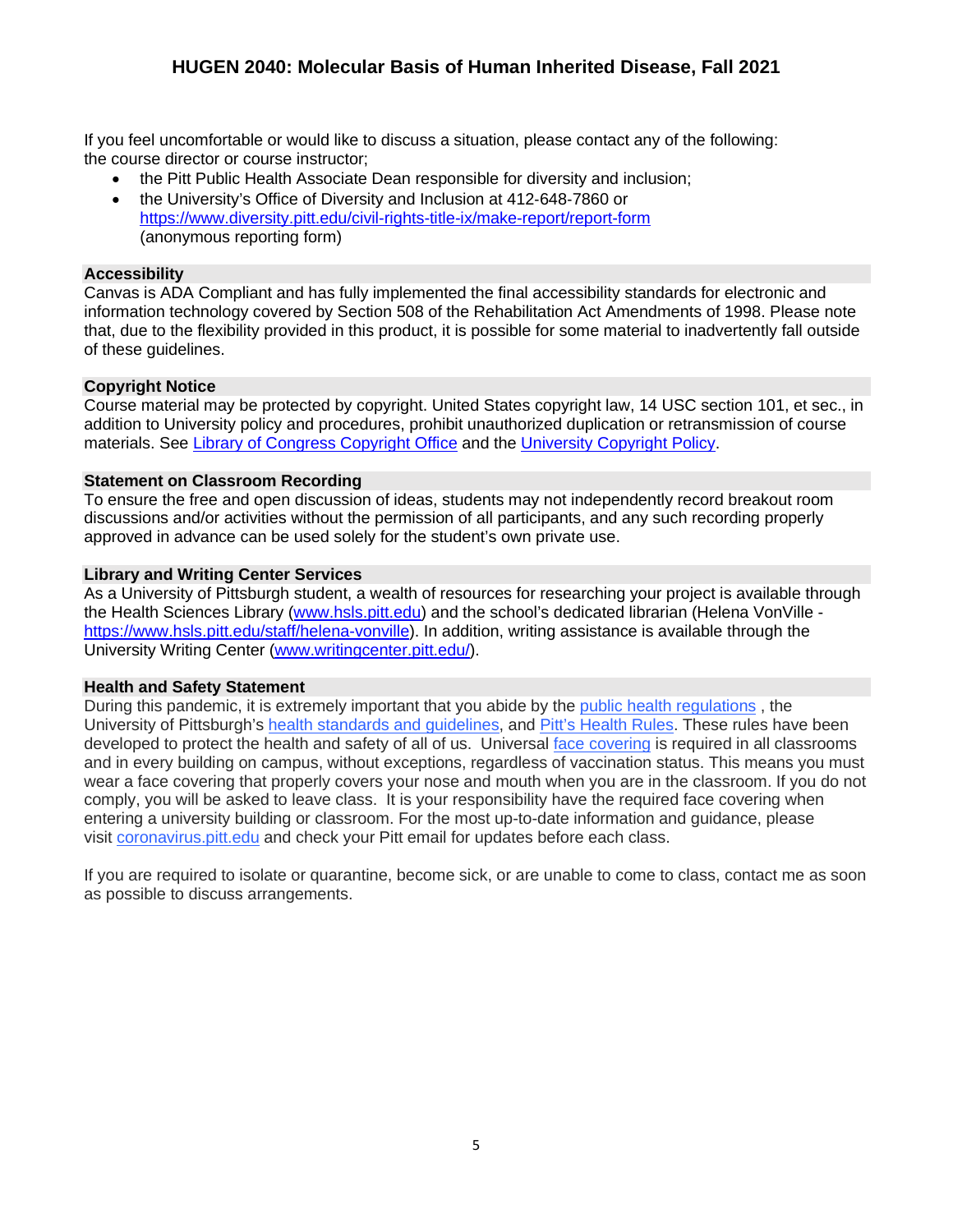If you feel uncomfortable or would like to discuss a situation, please contact any of the following: the course director or course instructor;

- the Pitt Public Health Associate Dean responsible for diversity and inclusion;
- the University's Office of Diversity and Inclusion at 412-648-7860 or https://www.diversity.pitt.edu/civil-rights-title-ix/make-report/report-form (anonymous reporting form)

### Accessibility

Canvas is ADA Compliant and has fully implemented the final accessibility standards for electronic and information technology covered by Section 508 of the Rehabilitation Act Amendments of 1998. Please note that, due to the flexibility provided in this product, it is possible for some material to inadvertently fall outside of these guidelines.

### Copyright Notice

Course material may be protected by copyright. United States copyright law, 14 USC section 101, et sec., in addition to University policy and procedures, prohibit unauthorized duplication or retransmission of course materials. See Library of Congress Copyright Office and the University Copyright Policy.

### Statement on Classroom Recording

To ensure the free and open discussion of ideas, students may not independently record breakout room discussions and/or activities without the permission of all participants, and any such recording properly approved in advance can be used solely for the student's own private use.

### Library and Writing Center Services

As a University of Pittsburgh student, a wealth of resources for researching your project is available through the Health Sciences Library (www.hsls.pitt.edu) and the school's dedicated librarian (Helena VonVille - https://www.hsls.pitt.edu/staff/helena-vonville). In addition, writing assistance is available through the University Writing Center (www.writingcenter.pitt.edu/).

### Health and Safety Statement

During this pandemic, it is extremely important that you abide by the public health regulations , the University of Pittsburgh's health standards and guidelines, and Pitt's Health Rules. These rules have been developed to protect the health and safety of all of us. Universal face covering is required in all classrooms and in every building on campus, without exceptions, regardless of vaccination status. This means you must wear a face covering that properly covers your nose and mouth when you are in the classroom. If you do not comply, you will be asked to leave class. It is your responsibility have the required face covering when entering a university building or classroom. For the most up-to-date information and guidance, please visit coronavirus.pitt.edu and check your Pitt email for updates before each class.

If you are required to isolate or quarantine, become sick, or are unable to come to class, contact me as soon as possible to discuss arrangements.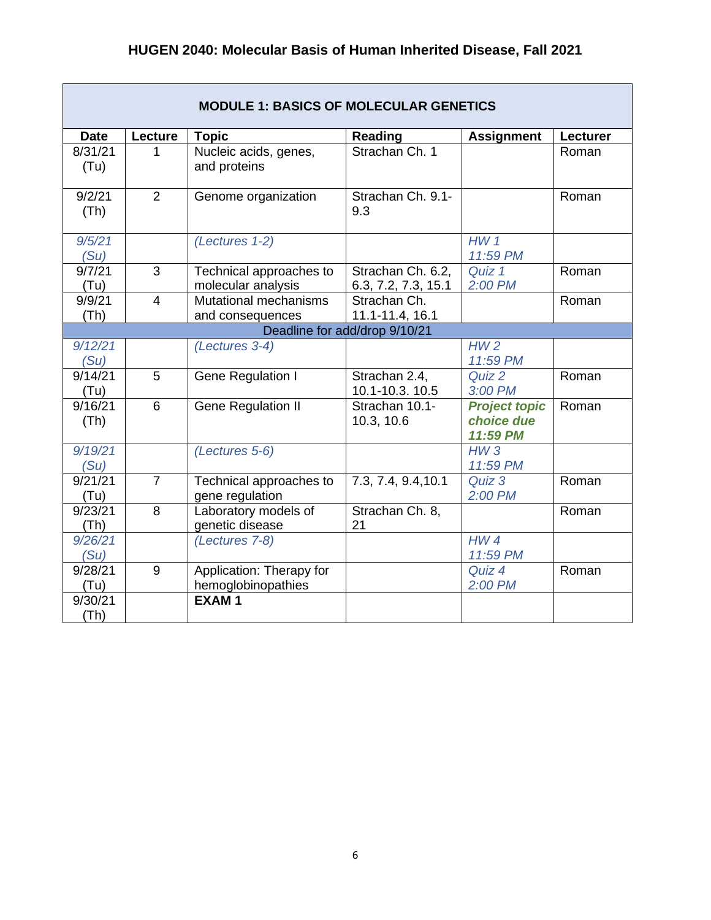## HUGEN 2040: Molecular Basis of Human Inherited Disease, Fall 2021

| MODULE 1: BASICS OF MOLECULAR GENETICS | | | | | |
|---|---|---|---|---|---|
| **Date** | **Lecture** | **Topic** | **Reading** | **Assignment** | **Lecturer** |
| 8/31/21 (Tu) | 1 | Nucleic acids, genes, and proteins | Strachan Ch. 1 | | Roman |
| 9/2/21 (Th) | 2 | Genome organization | Strachan Ch. 9.1-9.3 | | Roman |
| *9/5/21 (Su)* | | *(Lectures 1-2)* | | *HW 1 11:59 PM* | |
| 9/7/21 (Tu) | 3 | Technical approaches to molecular analysis | Strachan Ch. 6.2, 6.3, 7.2, 7.3, 15.1 | *Quiz 1 2:00 PM* | Roman |
| 9/9/21 (Th) | 4 | Mutational mechanisms and consequences | Strachan Ch. 11.1-11.4, 16.1 | | Roman |
| Deadline for add/drop 9/10/21 | | | | | |
| *9/12/21 (Su)* | | *(Lectures 3-4)* | | *HW 2 11:59 PM* | |
| 9/14/21 (Tu) | 5 | Gene Regulation I | Strachan 2.4, 10.1-10.3. 10.5 | *Quiz 2 3:00 PM* | Roman |
| 9/16/21 (Th) | 6 | Gene Regulation II | Strachan 10.1-10.3, 10.6 | ***Project topic choice due 11:59 PM*** | Roman |
| *9/19/21 (Su)* | | *(Lectures 5-6)* | | *HW 3 11:59 PM* | |
| 9/21/21 (Tu) | 7 | Technical approaches to gene regulation | 7.3, 7.4, 9.4,10.1 | *Quiz 3 2:00 PM* | Roman |
| 9/23/21 (Th) | 8 | Laboratory models of genetic disease | Strachan Ch. 8, 21 | | Roman |
| *9/26/21 (Su)* | | *(Lectures 7-8)* | | *HW 4 11:59 PM* | |
| 9/28/21 (Tu) | 9 | Application: Therapy for hemoglobinopathies | | *Quiz 4 2:00 PM* | Roman |
| 9/30/21 (Th) | | **EXAM 1** | | | |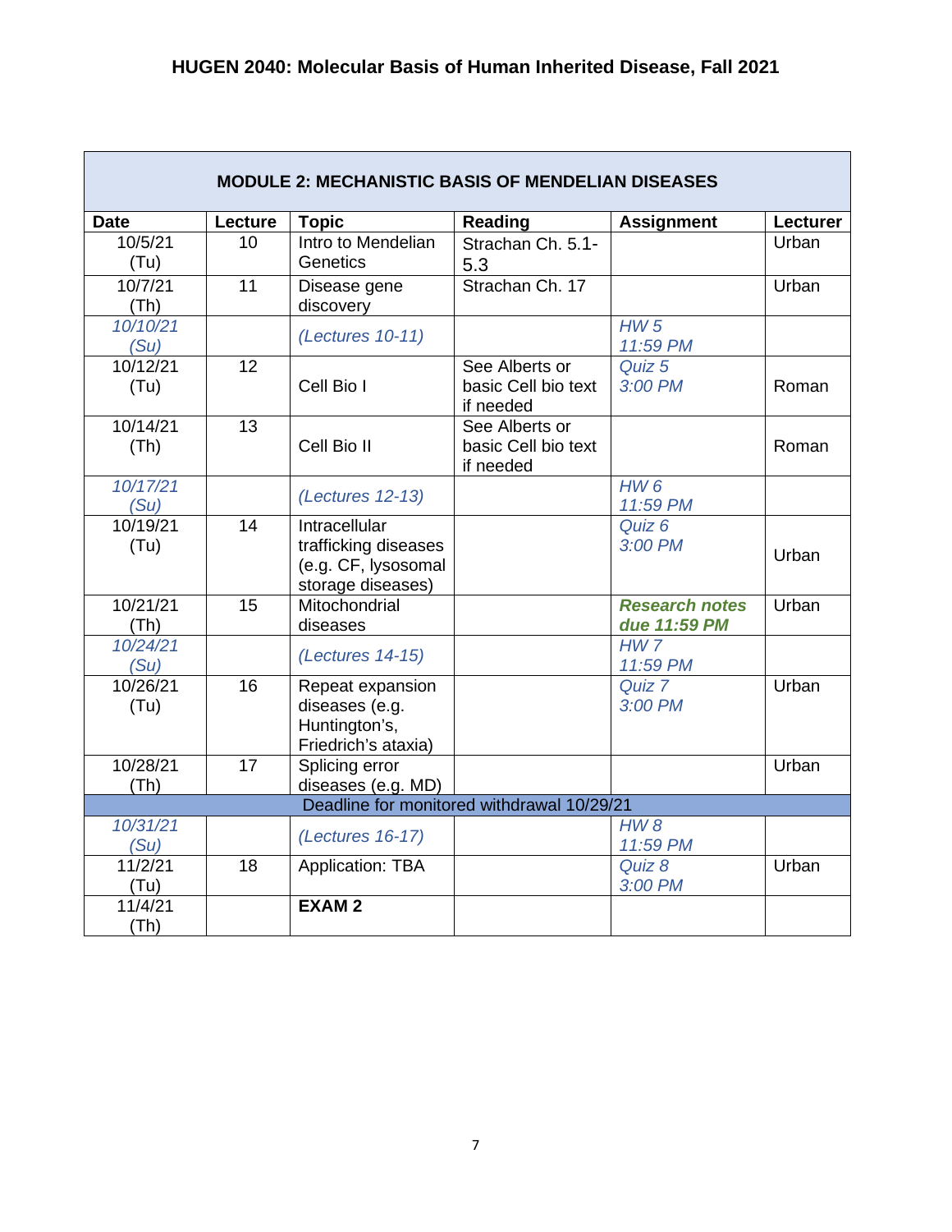# HUGEN 2040: Molecular Basis of Human Inherited Disease, Fall 2021

| MODULE 2: MECHANISTIC BASIS OF MENDELIAN DISEASES | | | | | |
|---|---|---|---|---|---|
| **Date** | **Lecture** | **Topic** | **Reading** | **Assignment** | **Lecturer** |
| 10/5/21 (Tu) | 10 | Intro to Mendelian Genetics | Strachan Ch. 5.1-5.3 | | Urban |
| 10/7/21 (Th) | 11 | Disease gene discovery | Strachan Ch. 17 | | Urban |
| *10/10/21 (Su)* | | *(Lectures 10-11)* | | *HW 5 11:59 PM* | |
| 10/12/21 (Tu) | 12 | Cell Bio I | See Alberts or basic Cell bio text if needed | *Quiz 5 3:00 PM* | Roman |
| 10/14/21 (Th) | 13 | Cell Bio II | See Alberts or basic Cell bio text if needed | | Roman |
| *10/17/21 (Su)* | | *(Lectures 12-13)* | | *HW 6 11:59 PM* | |
| 10/19/21 (Tu) | 14 | Intracellular trafficking diseases (e.g. CF, lysosomal storage diseases) | | *Quiz 6 3:00 PM* | Urban |
| 10/21/21 (Th) | 15 | Mitochondrial diseases | | ***Research notes due 11:59 PM*** | Urban |
| *10/24/21 (Su)* | | *(Lectures 14-15)* | | *HW 7 11:59 PM* | |
| 10/26/21 (Tu) | 16 | Repeat expansion diseases (e.g. Huntington's, Friedrich's ataxia) | | *Quiz 7 3:00 PM* | Urban |
| 10/28/21 (Th) | 17 | Splicing error diseases (e.g. MD) | | | Urban |
| Deadline for monitored withdrawal 10/29/21 | | | | | |
| *10/31/21 (Su)* | | *(Lectures 16-17)* | | *HW 8 11:59 PM* | |
| 11/2/21 (Tu) | 18 | Application: TBA | | *Quiz 8 3:00 PM* | Urban |
| 11/4/21 (Th) | | **EXAM 2** | | | |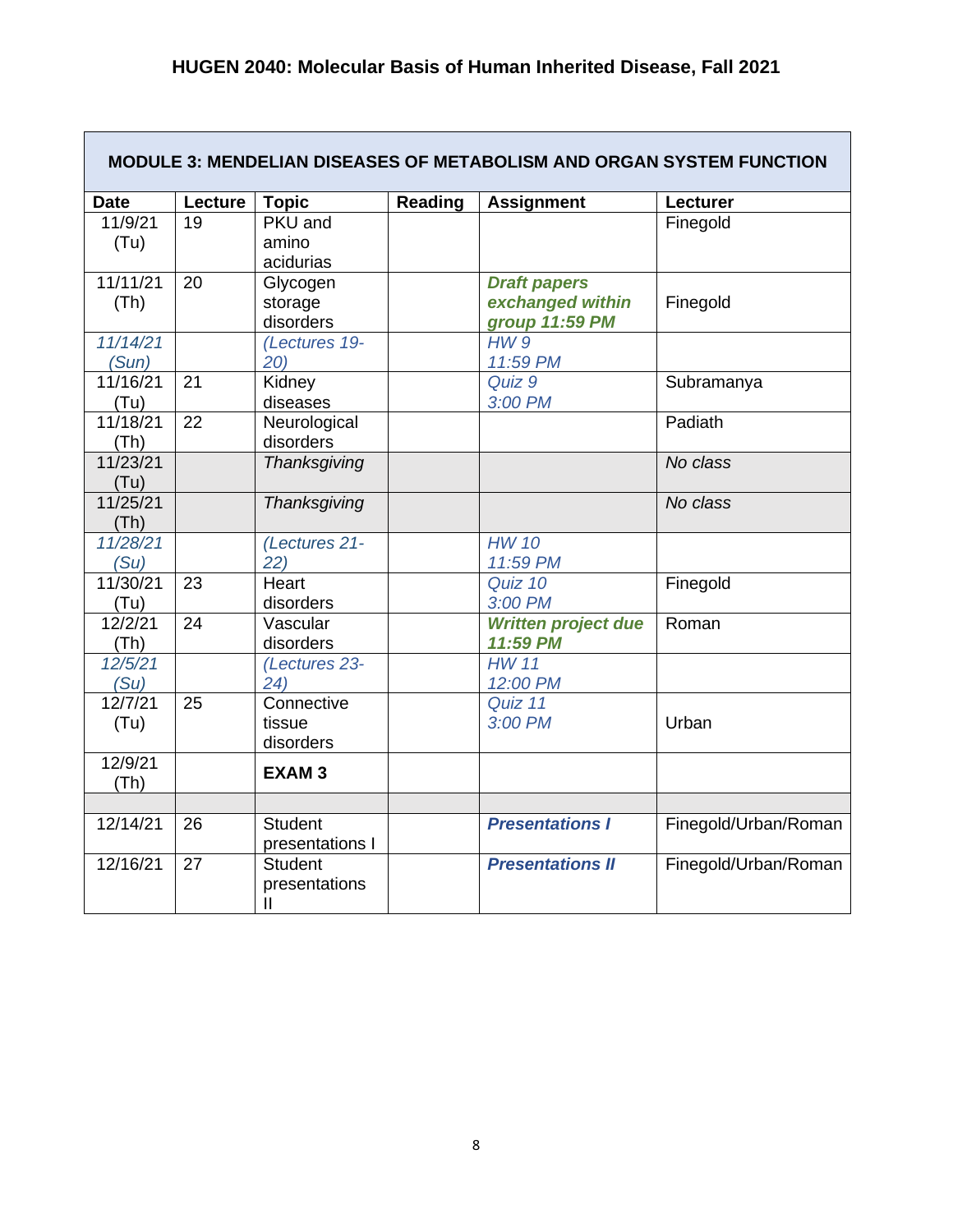# HUGEN 2040: Molecular Basis of Human Inherited Disease, Fall 2021

| MODULE 3: MENDELIAN DISEASES OF METABOLISM AND ORGAN SYSTEM FUNCTION | | | | | |
|---|---|---|---|---|---|
| **Date** | **Lecture** | **Topic** | **Reading** | **Assignment** | **Lecturer** |
| 11/9/21 (Tu) | 19 | PKU and amino acidurias | | | Finegold |
| 11/11/21 (Th) | 20 | Glycogen storage disorders | | ***Draft papers exchanged within group 11:59 PM*** | Finegold |
| *11/14/21 (Sun)* | | *(Lectures 19-20)* | | *HW 9 11:59 PM* | |
| 11/16/21 (Tu) | 21 | Kidney diseases | | *Quiz 9 3:00 PM* | Subramanya |
| 11/18/21 (Th) | 22 | Neurological disorders | | | Padiath |
| 11/23/21 (Tu) | | *Thanksgiving* | | | *No class* |
| 11/25/21 (Th) | | *Thanksgiving* | | | *No class* |
| *11/28/21 (Su)* | | *(Lectures 21-22)* | | *HW 10 11:59 PM* | |
| 11/30/21 (Tu) | 23 | Heart disorders | | *Quiz 10 3:00 PM* | Finegold |
| 12/2/21 (Th) | 24 | Vascular disorders | | ***Written project due 11:59 PM*** | Roman |
| *12/5/21 (Su)* | | *(Lectures 23-24)* | | *HW 11 12:00 PM* | |
| 12/7/21 (Tu) | 25 | Connective tissue disorders | | *Quiz 11 3:00 PM* | Urban |
| 12/9/21 (Th) | | **EXAM 3** | | | |
| | | | | | |
| 12/14/21 | 26 | Student presentations I | | ***Presentations I*** | Finegold/Urban/Roman |
| 12/16/21 | 27 | Student presentations II | | ***Presentations II*** | Finegold/Urban/Roman |